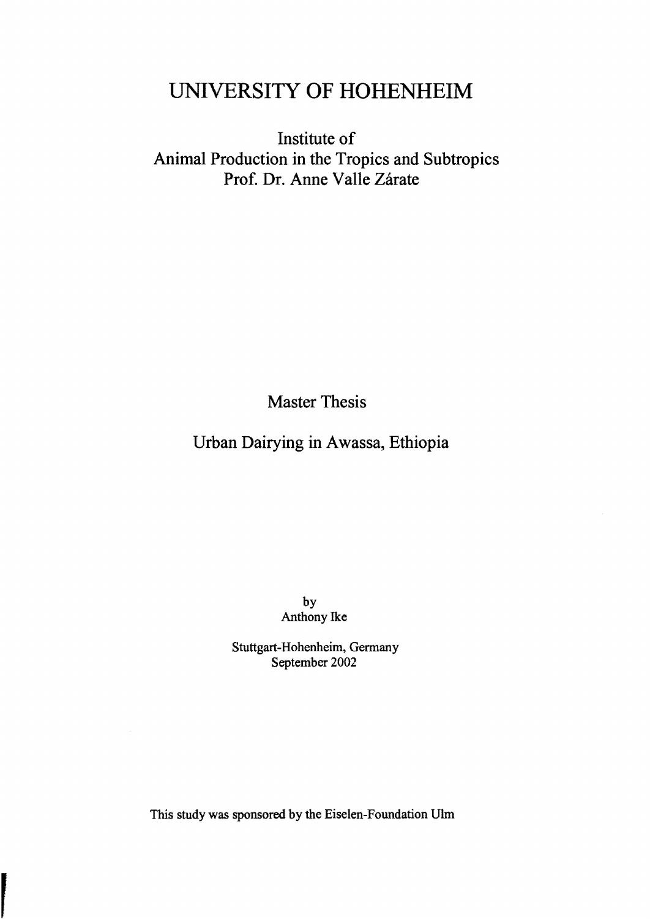# UNIVERSITY OF HOHENHEIM

Institute of
Animal Production in the Tropics and Subtropics
Prof. Dr. Anne Valle Zárate

Master Thesis

## Urban Dairying in Awassa, Ethiopia

by
Anthony Ike

Stuttgart-Hohenheim, Germany
September 2002

This study was sponsored by the Eiselen-Foundation Ulm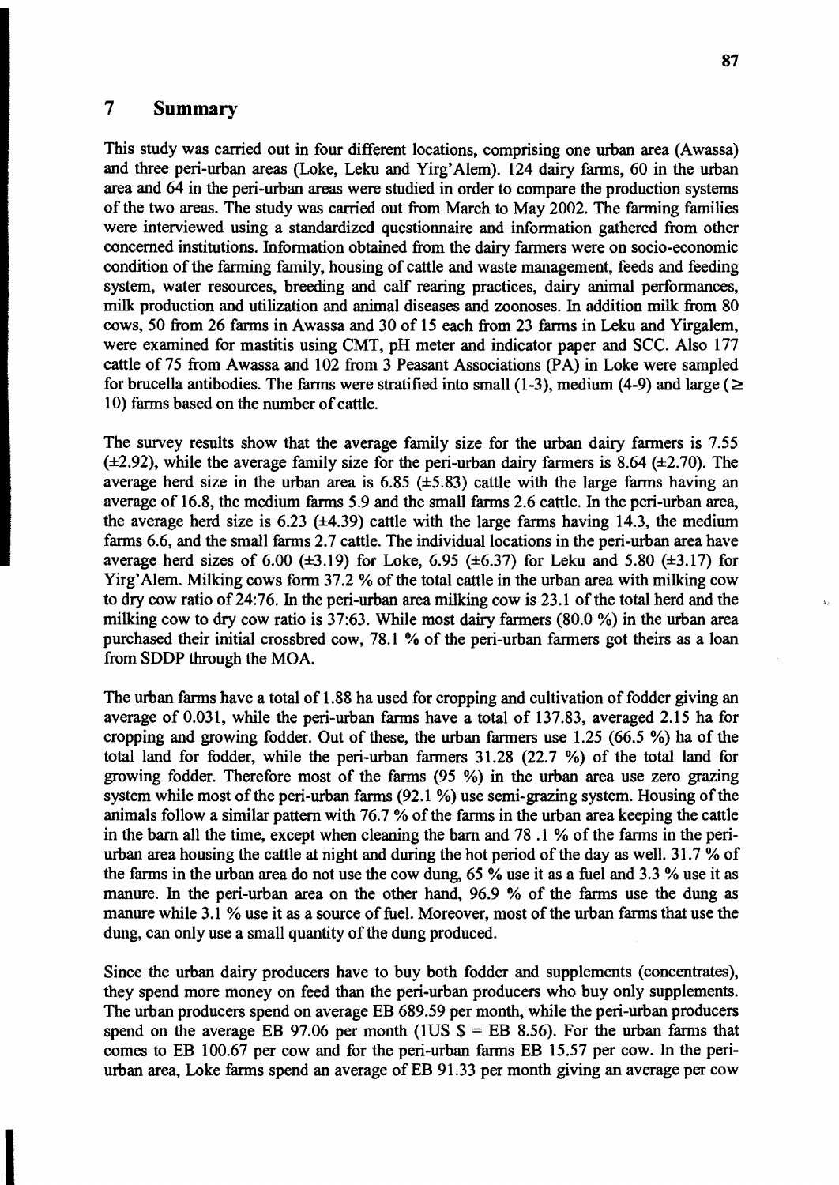# 7 Summary

This study was carried out in four different locations, comprising one urban area (Awassa) and three peri-urban areas (Loke, Leku and Yirg'Alem). 124 dairy farms, 60 in the urban area and 64 in the peri-urban areas were studied in order to compare the production systems of the two areas. The study was carried out from March to May 2002. The farming families were interviewed using a standardized questionnaire and information gathered from other concerned institutions. Information obtained from the dairy farmers were on socio-economic condition of the farming family, housing of cattle and waste management, feeds and feeding system, water resources, breeding and calf rearing practices, dairy animal performances, milk production and utilization and animal diseases and zoonoses. In addition milk from 80 cows, 50 from 26 farms in Awassa and 30 of 15 each from 23 farms in Leku and Yirgalem, were examined for mastitis using CMT, pH meter and indicator paper and SCC. Also 177 cattle of 75 from Awassa and 102 from 3 Peasant Associations (PA) in Loke were sampled for brucella antibodies. The farms were stratified into small (1-3), medium (4-9) and large ($\geq$ 10) farms based on the number of cattle.

The survey results show that the average family size for the urban dairy farmers is 7.55 ($\pm$2.92), while the average family size for the peri-urban dairy farmers is 8.64 ($\pm$2.70). The average herd size in the urban area is 6.85 ($\pm$5.83) cattle with the large farms having an average of 16.8, the medium farms 5.9 and the small farms 2.6 cattle. In the peri-urban area, the average herd size is 6.23 ($\pm$4.39) cattle with the large farms having 14.3, the medium farms 6.6, and the small farms 2.7 cattle. The individual locations in the peri-urban area have average herd sizes of 6.00 ($\pm$3.19) for Loke, 6.95 ($\pm$6.37) for Leku and 5.80 ($\pm$3.17) for Yirg'Alem. Milking cows form 37.2 % of the total cattle in the urban area with milking cow to dry cow ratio of 24:76. In the peri-urban area milking cow is 23.1 of the total herd and the milking cow to dry cow ratio is 37:63. While most dairy farmers (80.0 %) in the urban area purchased their initial crossbred cow, 78.1 % of the peri-urban farmers got theirs as a loan from SDDP through the MOA.

The urban farms have a total of 1.88 ha used for cropping and cultivation of fodder giving an average of 0.031, while the peri-urban farms have a total of 137.83, averaged 2.15 ha for cropping and growing fodder. Out of these, the urban farmers use 1.25 (66.5 %) ha of the total land for fodder, while the peri-urban farmers 31.28 (22.7 %) of the total land for growing fodder. Therefore most of the farms (95 %) in the urban area use zero grazing system while most of the peri-urban farms (92.1 %) use semi-grazing system. Housing of the animals follow a similar pattern with 76.7 % of the farms in the urban area keeping the cattle in the barn all the time, except when cleaning the barn and 78 .1 % of the farms in the peri-urban area housing the cattle at night and during the hot period of the day as well. 31.7 % of the farms in the urban area do not use the cow dung, 65 % use it as a fuel and 3.3 % use it as manure. In the peri-urban area on the other hand, 96.9 % of the farms use the dung as manure while 3.1 % use it as a source of fuel. Moreover, most of the urban farms that use the dung, can only use a small quantity of the dung produced.

Since the urban dairy producers have to buy both fodder and supplements (concentrates), they spend more money on feed than the peri-urban producers who buy only supplements. The urban producers spend on average EB 689.59 per month, while the peri-urban producers spend on the average EB 97.06 per month (1US $ = EB 8.56). For the urban farms that comes to EB 100.67 per cow and for the peri-urban farms EB 15.57 per cow. In the peri-urban area, Loke farms spend an average of EB 91.33 per month giving an average per cow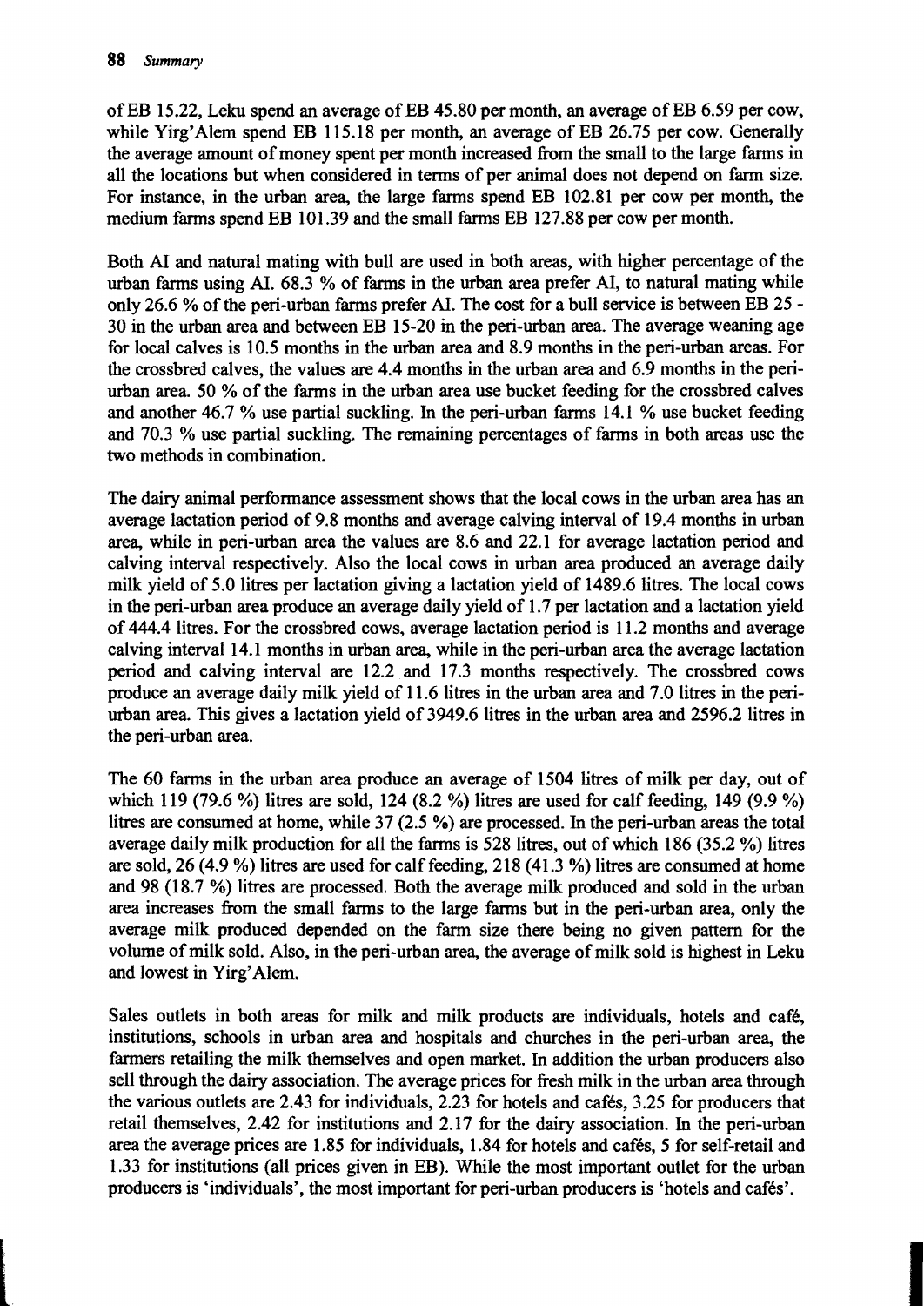of EB 15.22, Leku spend an average of EB 45.80 per month, an average of EB 6.59 per cow, while Yirg'Alem spend EB 115.18 per month, an average of EB 26.75 per cow. Generally the average amount of money spent per month increased from the small to the large farms in all the locations but when considered in terms of per animal does not depend on farm size. For instance, in the urban area, the large farms spend EB 102.81 per cow per month, the medium farms spend EB 101.39 and the small farms EB 127.88 per cow per month.

Both AI and natural mating with bull are used in both areas, with higher percentage of the urban farms using AI. 68.3 % of farms in the urban area prefer AI, to natural mating while only 26.6 % of the peri-urban farms prefer AI. The cost for a bull service is between EB 25 - 30 in the urban area and between EB 15-20 in the peri-urban area. The average weaning age for local calves is 10.5 months in the urban area and 8.9 months in the peri-urban areas. For the crossbred calves, the values are 4.4 months in the urban area and 6.9 months in the peri-urban area. 50 % of the farms in the urban area use bucket feeding for the crossbred calves and another 46.7 % use partial suckling. In the peri-urban farms 14.1 % use bucket feeding and 70.3 % use partial suckling. The remaining percentages of farms in both areas use the two methods in combination.

The dairy animal performance assessment shows that the local cows in the urban area has an average lactation period of 9.8 months and average calving interval of 19.4 months in urban area, while in peri-urban area the values are 8.6 and 22.1 for average lactation period and calving interval respectively. Also the local cows in urban area produced an average daily milk yield of 5.0 litres per lactation giving a lactation yield of 1489.6 litres. The local cows in the peri-urban area produce an average daily yield of 1.7 per lactation and a lactation yield of 444.4 litres. For the crossbred cows, average lactation period is 11.2 months and average calving interval 14.1 months in urban area, while in the peri-urban area the average lactation period and calving interval are 12.2 and 17.3 months respectively. The crossbred cows produce an average daily milk yield of 11.6 litres in the urban area and 7.0 litres in the peri-urban area. This gives a lactation yield of 3949.6 litres in the urban area and 2596.2 litres in the peri-urban area.

The 60 farms in the urban area produce an average of 1504 litres of milk per day, out of which 119 (79.6 %) litres are sold, 124 (8.2 %) litres are used for calf feeding, 149 (9.9 %) litres are consumed at home, while 37 (2.5 %) are processed. In the peri-urban areas the total average daily milk production for all the farms is 528 litres, out of which 186 (35.2 %) litres are sold, 26 (4.9 %) litres are used for calf feeding, 218 (41.3 %) litres are consumed at home and 98 (18.7 %) litres are processed. Both the average milk produced and sold in the urban area increases from the small farms to the large farms but in the peri-urban area, only the average milk produced depended on the farm size there being no given pattern for the volume of milk sold. Also, in the peri-urban area, the average of milk sold is highest in Leku and lowest in Yirg'Alem.

Sales outlets in both areas for milk and milk products are individuals, hotels and café, institutions, schools in urban area and hospitals and churches in the peri-urban area, the farmers retailing the milk themselves and open market. In addition the urban producers also sell through the dairy association. The average prices for fresh milk in the urban area through the various outlets are 2.43 for individuals, 2.23 for hotels and cafés, 3.25 for producers that retail themselves, 2.42 for institutions and 2.17 for the dairy association. In the peri-urban area the average prices are 1.85 for individuals, 1.84 for hotels and cafés, 5 for self-retail and 1.33 for institutions (all prices given in EB). While the most important outlet for the urban producers is 'individuals', the most important for peri-urban producers is 'hotels and cafés'.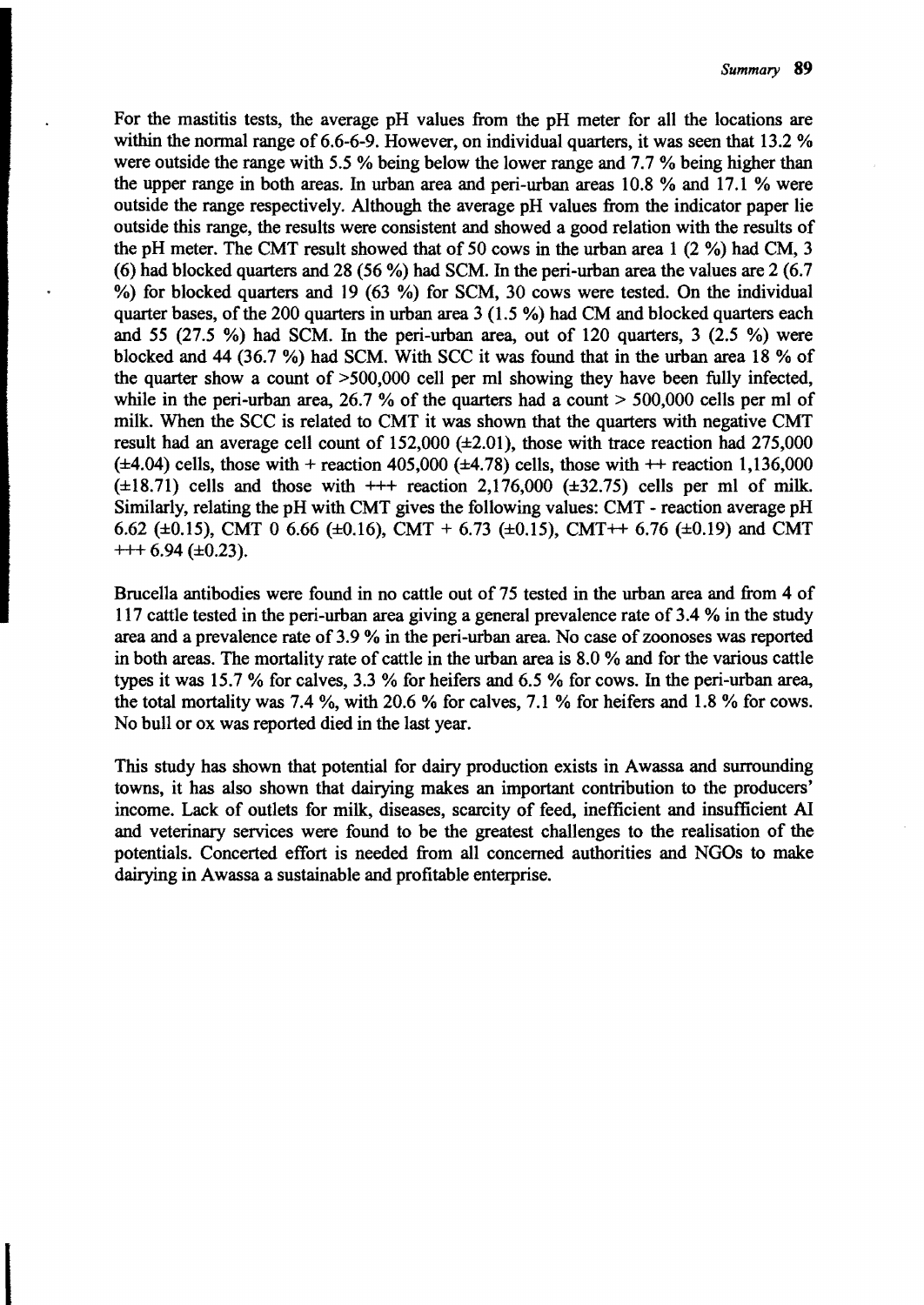For the mastitis tests, the average pH values from the pH meter for all the locations are within the normal range of 6.6-6-9. However, on individual quarters, it was seen that 13.2 % were outside the range with 5.5 % being below the lower range and 7.7 % being higher than the upper range in both areas. In urban area and peri-urban areas 10.8 % and 17.1 % were outside the range respectively. Although the average pH values from the indicator paper lie outside this range, the results were consistent and showed a good relation with the results of the pH meter. The CMT result showed that of 50 cows in the urban area 1 (2 %) had CM, 3 (6) had blocked quarters and 28 (56 %) had SCM. In the peri-urban area the values are 2 (6.7 %) for blocked quarters and 19 (63 %) for SCM, 30 cows were tested. On the individual quarter bases, of the 200 quarters in urban area 3 (1.5 %) had CM and blocked quarters each and 55 (27.5 %) had SCM. In the peri-urban area, out of 120 quarters, 3 (2.5 %) were blocked and 44 (36.7 %) had SCM. With SCC it was found that in the urban area 18 % of the quarter show a count of >500,000 cell per ml showing they have been fully infected, while in the peri-urban area, 26.7 % of the quarters had a count > 500,000 cells per ml of milk. When the SCC is related to CMT it was shown that the quarters with negative CMT result had an average cell count of 152,000 (±2.01), those with trace reaction had 275,000 (±4.04) cells, those with + reaction 405,000 (±4.78) cells, those with ++ reaction 1,136,000 (±18.71) cells and those with +++ reaction 2,176,000 (±32.75) cells per ml of milk. Similarly, relating the pH with CMT gives the following values: CMT - reaction average pH 6.62 (±0.15), CMT 0 6.66 (±0.16), CMT + 6.73 (±0.15), CMT++ 6.76 (±0.19) and CMT +++ 6.94 (±0.23).

Brucella antibodies were found in no cattle out of 75 tested in the urban area and from 4 of 117 cattle tested in the peri-urban area giving a general prevalence rate of 3.4 % in the study area and a prevalence rate of 3.9 % in the peri-urban area. No case of zoonoses was reported in both areas. The mortality rate of cattle in the urban area is 8.0 % and for the various cattle types it was 15.7 % for calves, 3.3 % for heifers and 6.5 % for cows. In the peri-urban area, the total mortality was 7.4 %, with 20.6 % for calves, 7.1 % for heifers and 1.8 % for cows. No bull or ox was reported died in the last year.

This study has shown that potential for dairy production exists in Awassa and surrounding towns, it has also shown that dairying makes an important contribution to the producers' income. Lack of outlets for milk, diseases, scarcity of feed, inefficient and insufficient AI and veterinary services were found to be the greatest challenges to the realisation of the potentials. Concerted effort is needed from all concerned authorities and NGOs to make dairying in Awassa a sustainable and profitable enterprise.